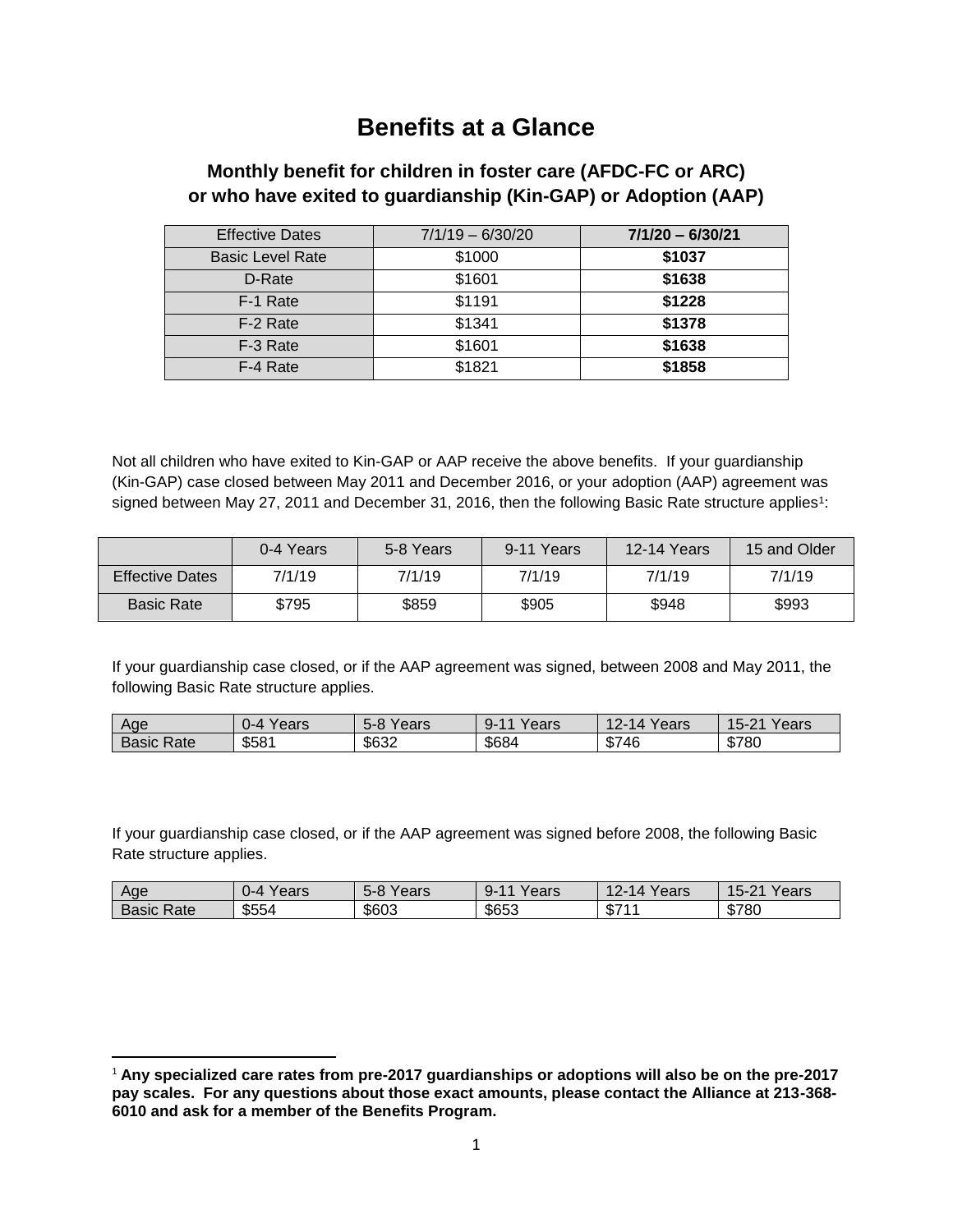# Benefits at a Glance

## Monthly benefit for children in foster care (AFDC-FC or ARC) or who have exited to guardianship (Kin-GAP) or Adoption (AAP)

| Effective Dates | 7/1/19 – 6/30/20 | **7/1/20 – 6/30/21** |
|---|---|---|
| Basic Level Rate | $1000 | **$1037** |
| D-Rate | $1601 | **$1638** |
| F-1 Rate | $1191 | **$1228** |
| F-2 Rate | $1341 | **$1378** |
| F-3 Rate | $1601 | **$1638** |
| F-4 Rate | $1821 | **$1858** |

Not all children who have exited to Kin-GAP or AAP receive the above benefits. If your guardianship (Kin-GAP) case closed between May 2011 and December 2016, or your adoption (AAP) agreement was signed between May 27, 2011 and December 31, 2016, then the following Basic Rate structure applies[1]:

| | 0-4 Years | 5-8 Years | 9-11 Years | 12-14 Years | 15 and Older |
|---|---|---|---|---|---|
| Effective Dates | 7/1/19 | 7/1/19 | 7/1/19 | 7/1/19 | 7/1/19 |
| Basic Rate | $795 | $859 | $905 | $948 | $993 |

If your guardianship case closed, or if the AAP agreement was signed, between 2008 and May 2011, the following Basic Rate structure applies.

| Age | 0-4 Years | 5-8 Years | 9-11 Years | 12-14 Years | 15-21 Years |
|---|---|---|---|---|---|
| Basic Rate | $581 | $632 | $684 | $746 | $780 |

If your guardianship case closed, or if the AAP agreement was signed before 2008, the following Basic Rate structure applies.

| Age | 0-4 Years | 5-8 Years | 9-11 Years | 12-14 Years | 15-21 Years |
|---|---|---|---|---|---|
| Basic Rate | $554 | $603 | $653 | $711 | $780 |

---

[1] **Any specialized care rates from pre-2017 guardianships or adoptions will also be on the pre-2017 pay scales. For any questions about those exact amounts, please contact the Alliance at 213-368-6010 and ask for a member of the Benefits Program.**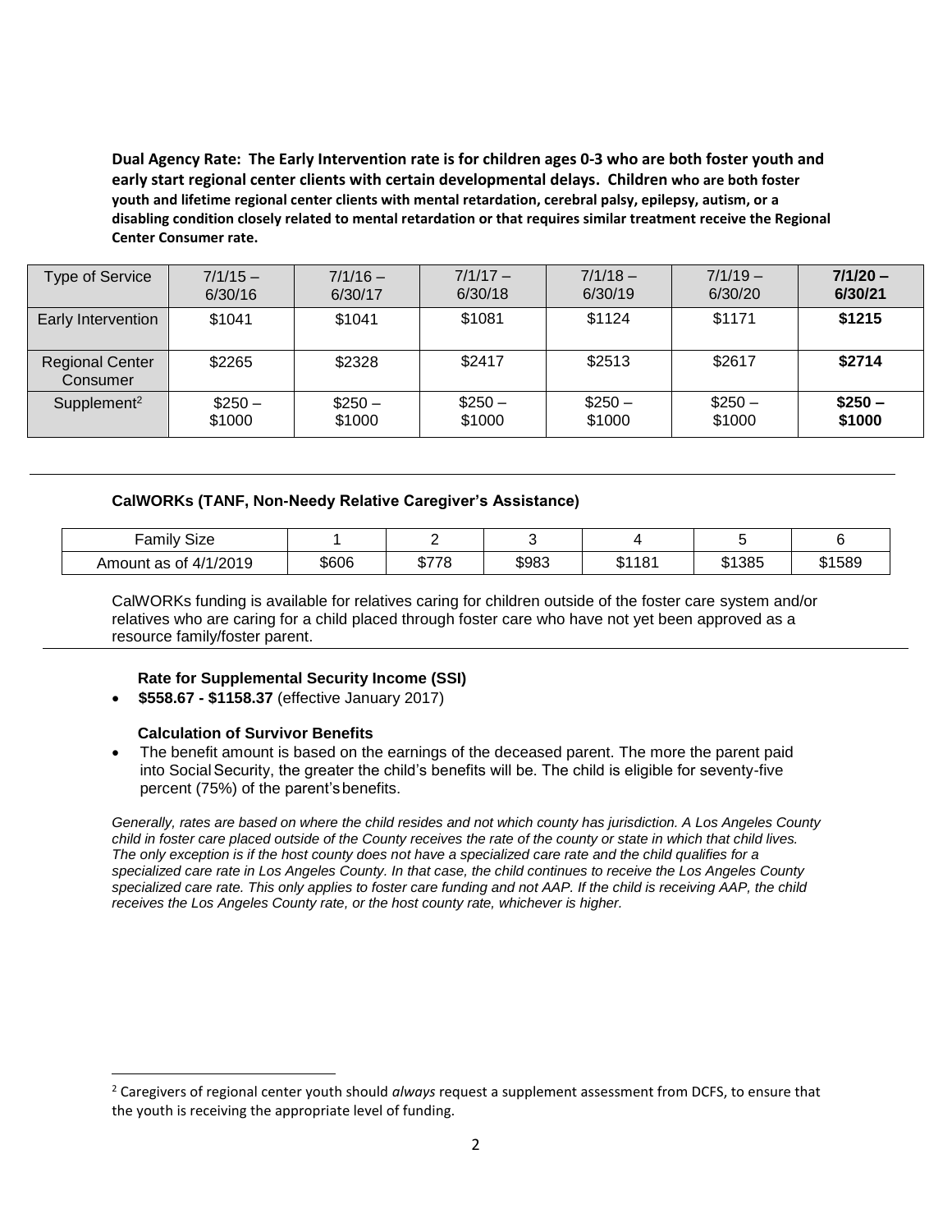**Dual Agency Rate: The Early Intervention rate is for children ages 0-3 who are both foster youth and early start regional center clients with certain developmental delays. Children who are both foster youth and lifetime regional center clients with mental retardation, cerebral palsy, epilepsy, autism, or a disabling condition closely related to mental retardation or that requires similar treatment receive the Regional Center Consumer rate.**

| Type of Service | 7/1/15 – 6/30/16 | 7/1/16 – 6/30/17 | 7/1/17 – 6/30/18 | 7/1/18 – 6/30/19 | 7/1/19 – 6/30/20 | **7/1/20 – 6/30/21** |
|---|---|---|---|---|---|---|
| Early Intervention | $1041 | $1041 | $1081 | $1124 | $1171 | **$1215** |
| Regional Center Consumer | $2265 | $2328 | $2417 | $2513 | $2617 | **$2714** |
| Supplement[2] | $250 – $1000 | $250 – $1000 | $250 – $1000 | $250 – $1000 | $250 – $1000 | **$250 – $1000** |

---

**CalWORKs (TANF, Non-Needy Relative Caregiver's Assistance)**

| Family Size | 1 | 2 | 3 | 4 | 5 | 6 |
|---|---|---|---|---|---|---|
| Amount as of 4/1/2019 | $606 | $778 | $983 | $1181 | $1385 | $1589 |

CalWORKs funding is available for relatives caring for children outside of the foster care system and/or relatives who are caring for a child placed through foster care who have not yet been approved as a resource family/foster parent.

---

**Rate for Supplemental Security Income (SSI)**

- **$558.67 - $1158.37** (effective January 2017)

**Calculation of Survivor Benefits**

- The benefit amount is based on the earnings of the deceased parent. The more the parent paid into Social Security, the greater the child's benefits will be. The child is eligible for seventy-five percent (75%) of the parent's benefits.

*Generally, rates are based on where the child resides and not which county has jurisdiction. A Los Angeles County child in foster care placed outside of the County receives the rate of the county or state in which that child lives. The only exception is if the host county does not have a specialized care rate and the child qualifies for a specialized care rate in Los Angeles County. In that case, the child continues to receive the Los Angeles County specialized care rate. This only applies to foster care funding and not AAP. If the child is receiving AAP, the child receives the Los Angeles County rate, or the host county rate, whichever is higher.*

---

[2] Caregivers of regional center youth should *always* request a supplement assessment from DCFS, to ensure that the youth is receiving the appropriate level of funding.